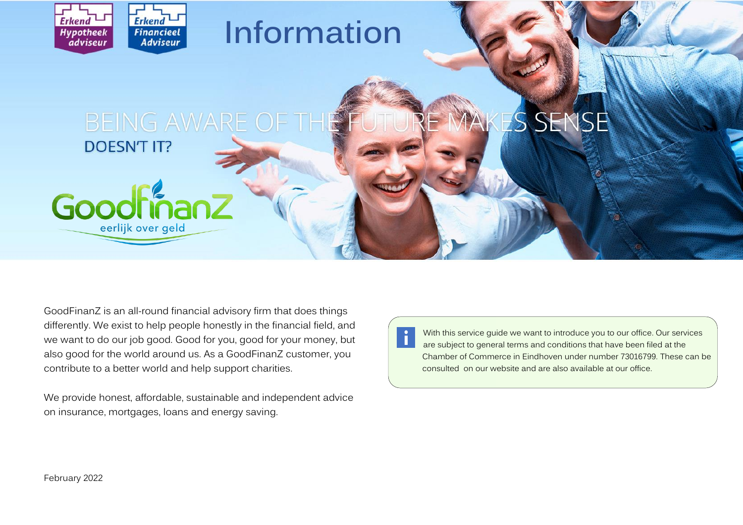Erkend Hypotheek adviseur

Erkend Financieel Adviseur

# Information

## BEING AWARE OF THE FUTURE MAKES SENSE

DOESN'T IT?

GoodfinanZ

eerlijk over geld

GoodFinanZ is an all-round financial advisory firm that does things differently. We exist to help people honestly in the financial field, and we want to do our job good. Good for you, good for your money, but also good for the world around us. As a GoodFinanZ customer, you contribute to a better world and help support charities.

We provide honest, affordable, sustainable and independent advice on insurance, mortgages, loans and energy saving.

With this service guide we want to introduce you to our office. Our services are subject to general terms and conditions that have been filed at the Chamber of Commerce in Eindhoven under number 73016799. These can be consulted on our website and are also available at our office.

February 2022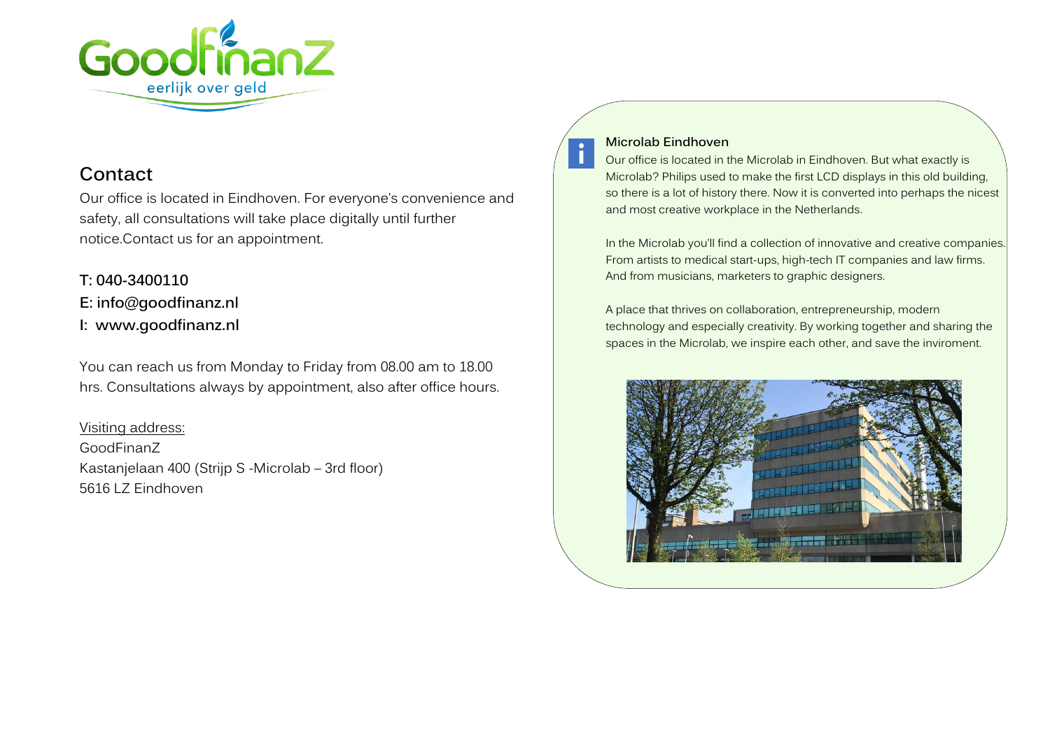## Contact

Our office is located in Eindhoven. For everyone's convenience and safety, all consultations will take place digitally until further notice.Contact us for an appointment.

**T: 040-3400110**
**E: info@goodfinanz.nl**
**I: www.goodfinanz.nl**

You can reach us from Monday to Friday from 08.00 am to 18.00 hrs. Consultations always by appointment, also after office hours.

Visiting address:
GoodFinanZ
Kastanjelaan 400 (Strijp S -Microlab – 3rd floor)
5616 LZ Eindhoven

**Microlab Eindhoven**

Our office is located in the Microlab in Eindhoven. But what exactly is Microlab? Philips used to make the first LCD displays in this old building, so there is a lot of history there. Now it is converted into perhaps the nicest and most creative workplace in the Netherlands.

In the Microlab you'll find a collection of innovative and creative companies. From artists to medical start-ups, high-tech IT companies and law firms. And from musicians, marketers to graphic designers.

A place that thrives on collaboration, entrepreneurship, modern technology and especially creativity. By working together and sharing the spaces in the Microlab, we inspire each other, and save the inviroment.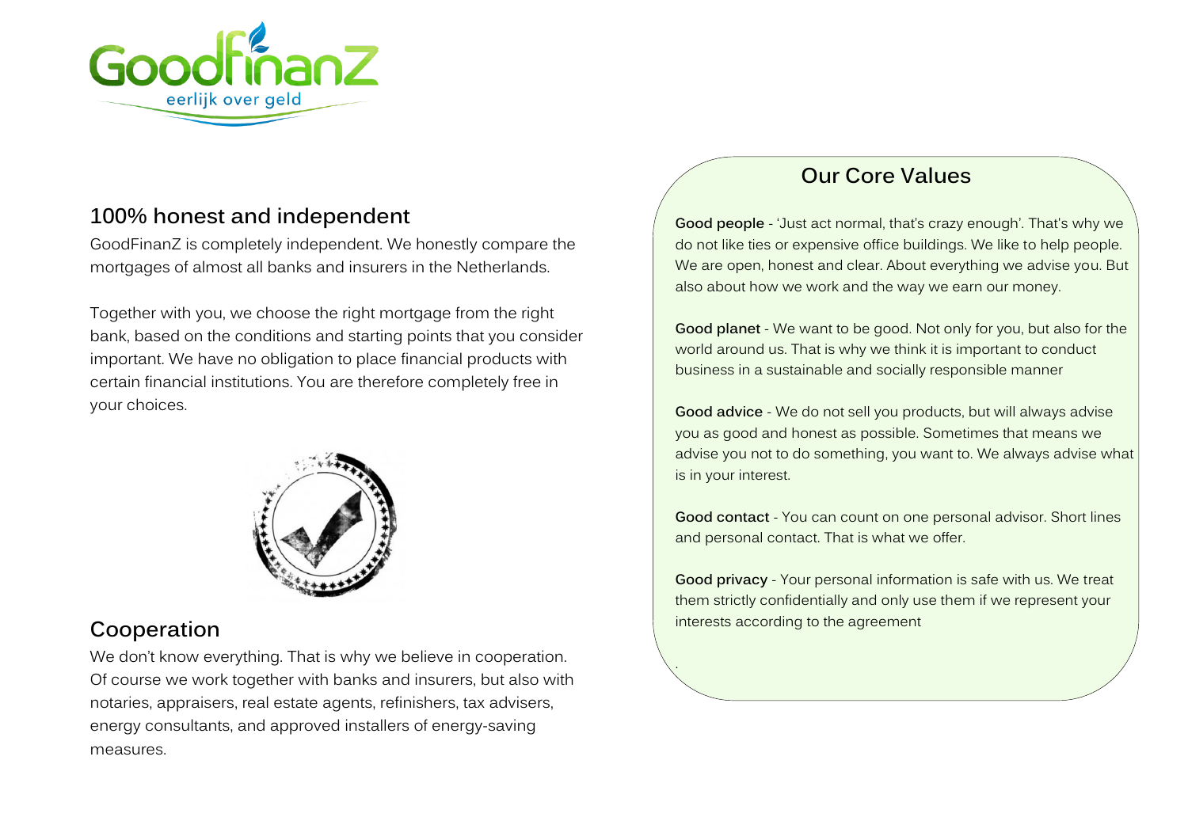GoodfinanZ

eerlijk over geld

## 100% honest and independent

GoodFinanZ is completely independent. We honestly compare the mortgages of almost all banks and insurers in the Netherlands.

Together with you, we choose the right mortgage from the right bank, based on the conditions and starting points that you consider important. We have no obligation to place financial products with certain financial institutions. You are therefore completely free in your choices.

## Cooperation

We don't know everything. That is why we believe in cooperation. Of course we work together with banks and insurers, but also with notaries, appraisers, real estate agents, refinishers, tax advisers, energy consultants, and approved installers of energy-saving measures.

## Our Core Values

**Good people** - 'Just act normal, that's crazy enough'. That's why we do not like ties or expensive office buildings. We like to help people. We are open, honest and clear. About everything we advise you. But also about how we work and the way we earn our money.

**Good planet** - We want to be good. Not only for you, but also for the world around us. That is why we think it is important to conduct business in a sustainable and socially responsible manner

**Good advice** - We do not sell you products, but will always advise you as good and honest as possible. Sometimes that means we advise you not to do something, you want to. We always advise what is in your interest.

**Good contact** - You can count on one personal advisor. Short lines and personal contact. That is what we offer.

**Good privacy** - Your personal information is safe with us. We treat them strictly confidentially and only use them if we represent your interests according to the agreement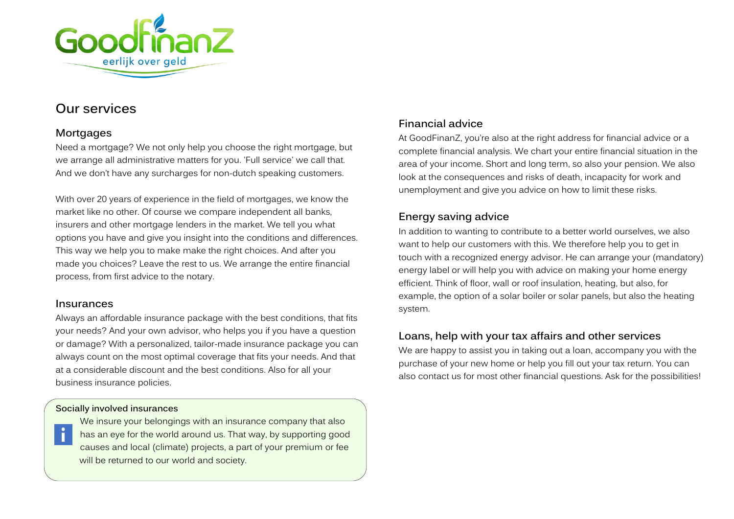GoodfinanZ

eerlijk over geld

## Our services

### Mortgages

Need a mortgage? We not only help you choose the right mortgage, but we arrange all administrative matters for you. 'Full service' we call that. And we don't have any surcharges for non-dutch speaking customers.

With over 20 years of experience in the field of mortgages, we know the market like no other. Of course we compare independent all banks, insurers and other mortgage lenders in the market. We tell you what options you have and give you insight into the conditions and differences. This way we help you to make make the right choices. And after you made you choices? Leave the rest to us. We arrange the entire financial process, from first advice to the notary.

### Insurances

Always an affordable insurance package with the best conditions, that fits your needs? And your own advisor, who helps you if you have a question or damage? With a personalized, tailor-made insurance package you can always count on the most optimal coverage that fits your needs. And that at a considerable discount and the best conditions. Also for all your business insurance policies.

**Socially involved insurances**

We insure your belongings with an insurance company that also has an eye for the world around us. That way, by supporting good causes and local (climate) projects, a part of your premium or fee will be returned to our world and society.

### Financial advice

At GoodFinanZ, you're also at the right address for financial advice or a complete financial analysis. We chart your entire financial situation in the area of your income. Short and long term, so also your pension. We also look at the consequences and risks of death, incapacity for work and unemployment and give you advice on how to limit these risks.

### Energy saving advice

In addition to wanting to contribute to a better world ourselves, we also want to help our customers with this. We therefore help you to get in touch with a recognized energy advisor. He can arrange your (mandatory) energy label or will help you with advice on making your home energy efficient. Think of floor, wall or roof insulation, heating, but also, for example, the option of a solar boiler or solar panels, but also the heating system.

### Loans, help with your tax affairs and other services

We are happy to assist you in taking out a loan, accompany you with the purchase of your new home or help you fill out your tax return. You can also contact us for most other financial questions. Ask for the possibilities!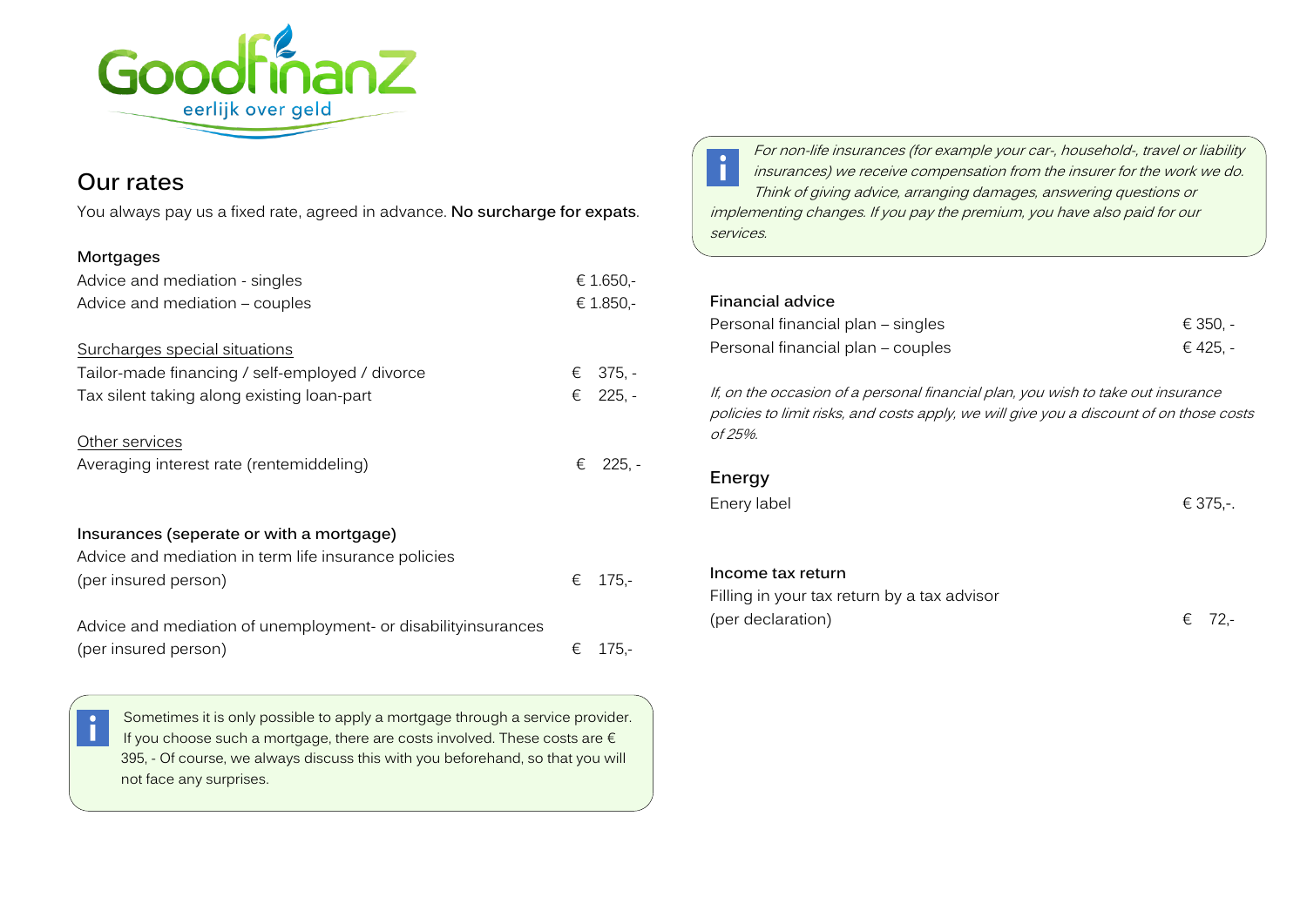Goodfinanz

eerlijk over geld

## Our rates

You always pay us a fixed rate, agreed in advance. **No surcharge for expats**.

### Mortgages

| | |
|---|---|
| Advice and mediation - singles | € 1.650,- |
| Advice and mediation – couples | € 1.850,- |

Surcharges special situations

| | |
|---|---|
| Tailor-made financing / self-employed / divorce | € 375, - |
| Tax silent taking along existing loan-part | € 225, - |

Other services

| | |
|---|---|
| Averaging interest rate (rentemiddeling) | € 225, - |

### Insurances (seperate or with a mortgage)

| | |
|---|---|
| Advice and mediation in term life insurance policies (per insured person) | € 175,- |
| Advice and mediation of unemployment- or disabilityinsurances (per insured person) | € 175,- |

> Sometimes it is only possible to apply a mortgage through a service provider. If you choose such a mortgage, there are costs involved. These costs are € 395, - Of course, we always discuss this with you beforehand, so that you will not face any surprises.

> *For non-life insurances (for example your car-, household-, travel or liability insurances) we receive compensation from the insurer for the work we do. Think of giving advice, arranging damages, answering questions or implementing changes. If you pay the premium, you have also paid for our services.*

### Financial advice

| | |
|---|---|
| Personal financial plan – singles | € 350, - |
| Personal financial plan – couples | € 425, - |

*If, on the occasion of a personal financial plan, you wish to take out insurance policies to limit risks, and costs apply, we will give you a discount of on those costs of 25%.*

### Energy

| | |
|---|---|
| Enery label | € 375,-. |

### Income tax return

| | |
|---|---|
| Filling in your tax return by a tax advisor (per declaration) | € 72,- |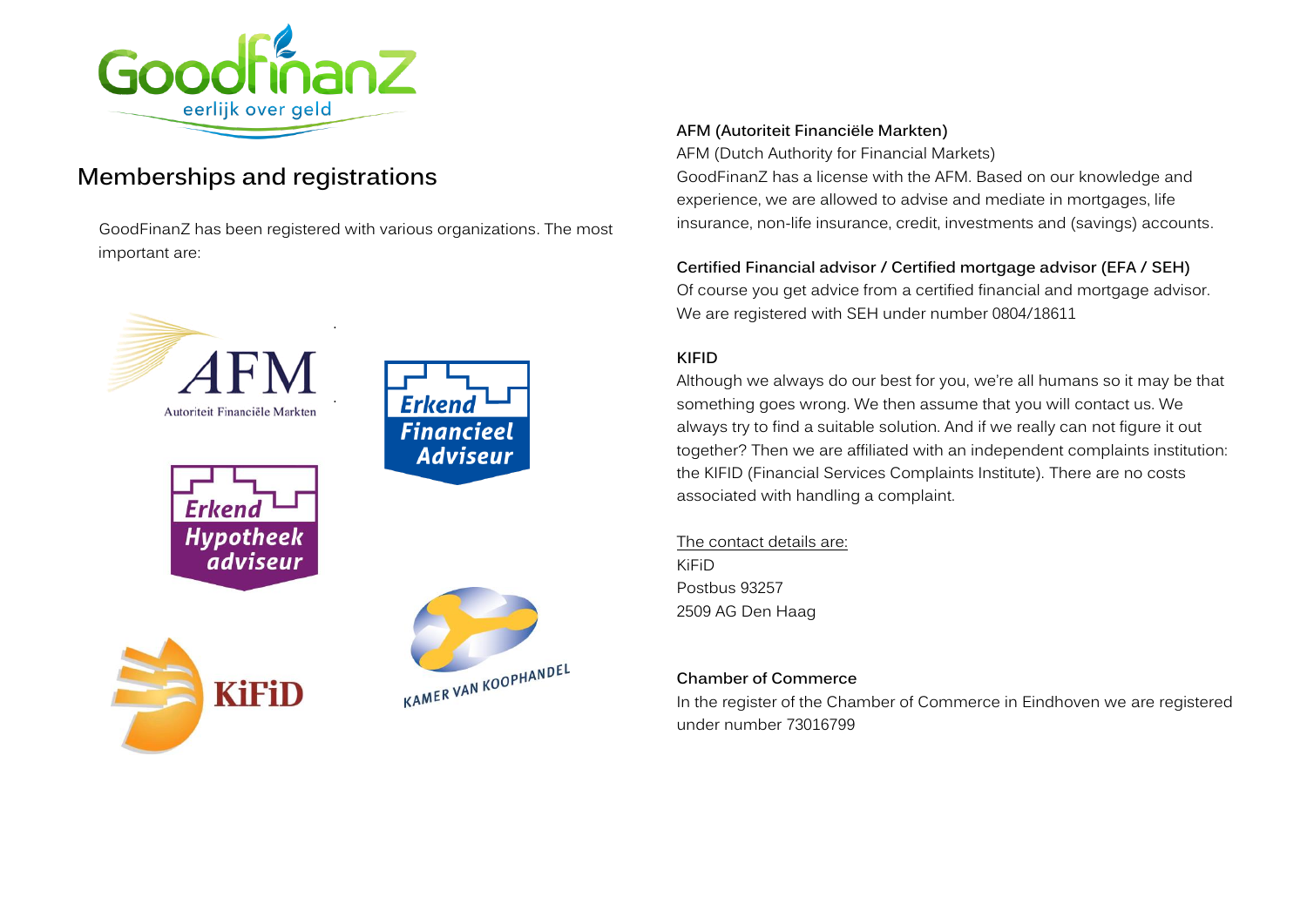## Memberships and registrations

GoodFinanZ has been registered with various organizations. The most important are:

**AFM (Autoriteit Financiële Markten)**
AFM (Dutch Authority for Financial Markets)
GoodFinanZ has a license with the AFM. Based on our knowledge and experience, we are allowed to advise and mediate in mortgages, life insurance, non-life insurance, credit, investments and (savings) accounts.

**Certified Financial advisor / Certified mortgage advisor (EFA / SEH)**
Of course you get advice from a certified financial and mortgage advisor. We are registered with SEH under number 0804/18611

**KIFID**
Although we always do our best for you, we're all humans so it may be that something goes wrong. We then assume that you will contact us. We always try to find a suitable solution. And if we really can not figure it out together? Then we are affiliated with an independent complaints institution: the KIFID (Financial Services Complaints Institute). There are no costs associated with handling a complaint.

The contact details are:
KiFiD
Postbus 93257
2509 AG Den Haag

**Chamber of Commerce**
In the register of the Chamber of Commerce in Eindhoven we are registered under number 73016799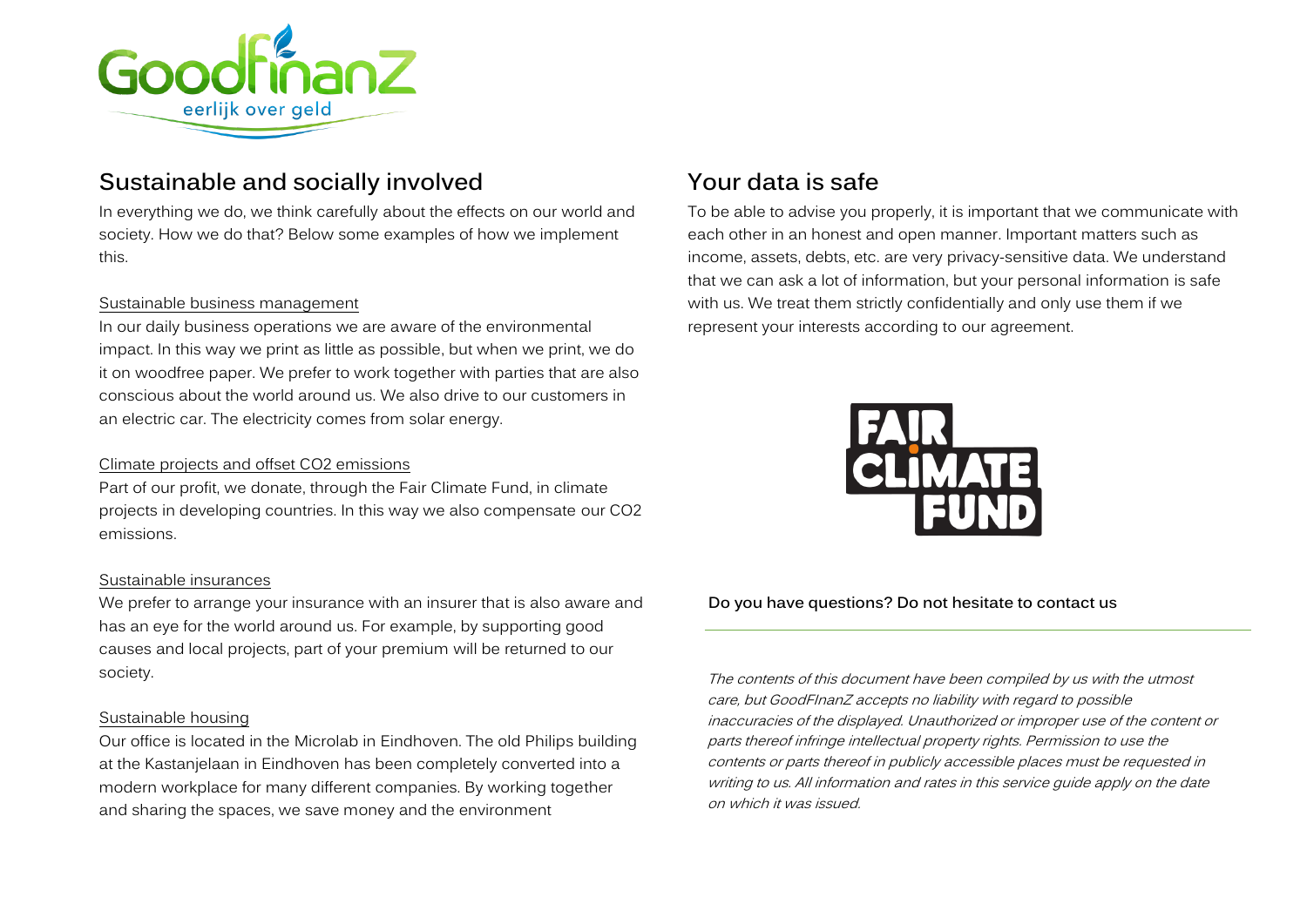## Sustainable and socially involved

In everything we do, we think carefully about the effects on our world and society. How we do that? Below some examples of how we implement this.

### Sustainable business management

In our daily business operations we are aware of the environmental impact. In this way we print as little as possible, but when we print, we do it on woodfree paper. We prefer to work together with parties that are also conscious about the world around us. We also drive to our customers in an electric car. The electricity comes from solar energy.

### Climate projects and offset CO2 emissions

Part of our profit, we donate, through the Fair Climate Fund, in climate projects in developing countries. In this way we also compensate our CO2 emissions.

### Sustainable insurances

We prefer to arrange your insurance with an insurer that is also aware and has an eye for the world around us. For example, by supporting good causes and local projects, part of your premium will be returned to our society.

### Sustainable housing

Our office is located in the Microlab in Eindhoven. The old Philips building at the Kastanjelaan in Eindhoven has been completely converted into a modern workplace for many different companies. By working together and sharing the spaces, we save money and the environment

## Your data is safe

To be able to advise you properly, it is important that we communicate with each other in an honest and open manner. Important matters such as income, assets, debts, etc. are very privacy-sensitive data. We understand that we can ask a lot of information, but your personal information is safe with us. We treat them strictly confidentially and only use them if we represent your interests according to our agreement.

**Do you have questions? Do not hesitate to contact us**

---

*The contents of this document have been compiled by us with the utmost care, but GoodFInanZ accepts no liability with regard to possible inaccuracies of the displayed. Unauthorized or improper use of the content or parts thereof infringe intellectual property rights. Permission to use the contents or parts thereof in publicly accessible places must be requested in writing to us. All information and rates in this service guide apply on the date on which it was issued.*